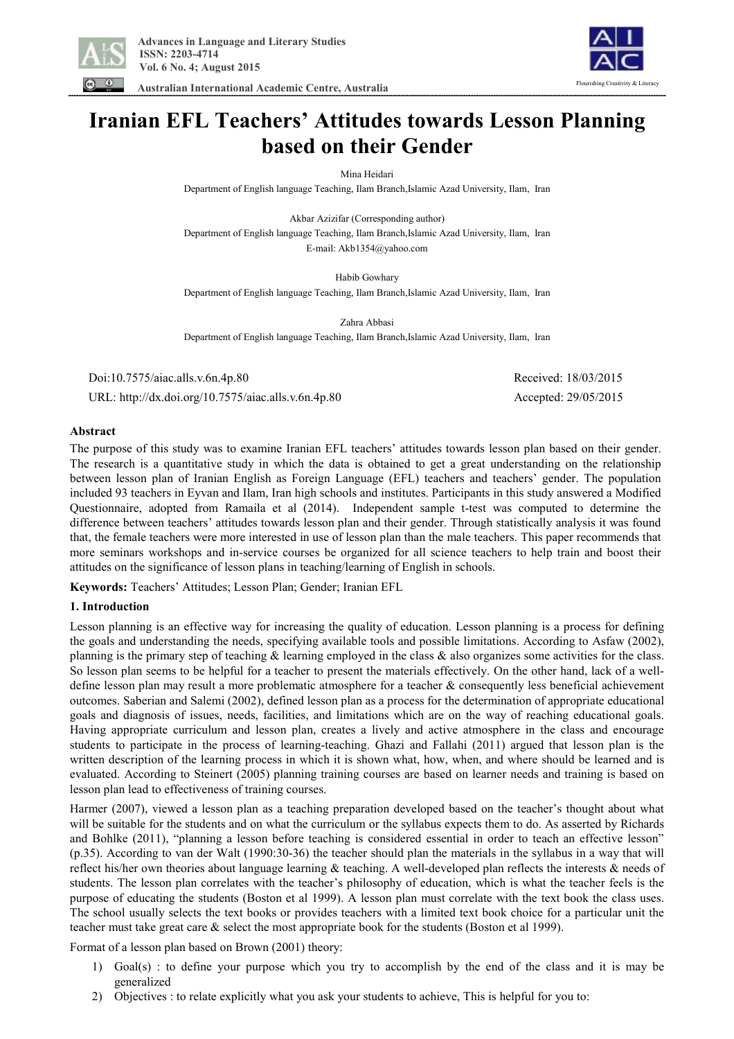# Iranian EFL Teachers' Attitudes towards Lesson Planning based on their Gender

Mina Heidari
Department of English language Teaching, Ilam Branch,Islamic Azad University, Ilam, Iran

Akbar Azizifar (Corresponding author)
Department of English language Teaching, Ilam Branch,Islamic Azad University, Ilam, Iran
E-mail: Akb1354@yahoo.com

Habib Gowhary
Department of English language Teaching, Ilam Branch,Islamic Azad University, Ilam, Iran

Zahra Abbasi
Department of English language Teaching, Ilam Branch,Islamic Azad University, Ilam, Iran

Doi:10.7575/aiac.alls.v.6n.4p.80 Received: 18/03/2015
URL: http://dx.doi.org/10.7575/aiac.alls.v.6n.4p.80 Accepted: 29/05/2015

## Abstract

The purpose of this study was to examine Iranian EFL teachers' attitudes towards lesson plan based on their gender. The research is a quantitative study in which the data is obtained to get a great understanding on the relationship between lesson plan of Iranian English as Foreign Language (EFL) teachers and teachers' gender. The population included 93 teachers in Eyvan and Ilam, Iran high schools and institutes. Participants in this study answered a Modified Questionnaire, adopted from Ramaila et al (2014). Independent sample t-test was computed to determine the difference between teachers' attitudes towards lesson plan and their gender. Through statistically analysis it was found that, the female teachers were more interested in use of lesson plan than the male teachers. This paper recommends that more seminars workshops and in-service courses be organized for all science teachers to help train and boost their attitudes on the significance of lesson plans in teaching/learning of English in schools.

**Keywords:** Teachers' Attitudes; Lesson Plan; Gender; Iranian EFL

## 1. Introduction

Lesson planning is an effective way for increasing the quality of education. Lesson planning is a process for defining the goals and understanding the needs, specifying available tools and possible limitations. According to Asfaw (2002), planning is the primary step of teaching & learning employed in the class & also organizes some activities for the class. So lesson plan seems to be helpful for a teacher to present the materials effectively. On the other hand, lack of a well-define lesson plan may result a more problematic atmosphere for a teacher & consequently less beneficial achievement outcomes. Saberian and Salemi (2002), defined lesson plan as a process for the determination of appropriate educational goals and diagnosis of issues, needs, facilities, and limitations which are on the way of reaching educational goals. Having appropriate curriculum and lesson plan, creates a lively and active atmosphere in the class and encourage students to participate in the process of learning-teaching. Ghazi and Fallahi (2011) argued that lesson plan is the written description of the learning process in which it is shown what, how, when, and where should be learned and is evaluated. According to Steinert (2005) planning training courses are based on learner needs and training is based on lesson plan lead to effectiveness of training courses.

Harmer (2007), viewed a lesson plan as a teaching preparation developed based on the teacher's thought about what will be suitable for the students and on what the curriculum or the syllabus expects them to do. As asserted by Richards and Bohlke (2011), "planning a lesson before teaching is considered essential in order to teach an effective lesson" (p.35). According to van der Walt (1990:30-36) the teacher should plan the materials in the syllabus in a way that will reflect his/her own theories about language learning & teaching. A well-developed plan reflects the interests & needs of students. The lesson plan correlates with the teacher's philosophy of education, which is what the teacher feels is the purpose of educating the students (Boston et al 1999). A lesson plan must correlate with the text book the class uses. The school usually selects the text books or provides teachers with a limited text book choice for a particular unit the teacher must take great care & select the most appropriate book for the students (Boston et al 1999).

Format of a lesson plan based on Brown (2001) theory:

1) Goal(s) : to define your purpose which you try to accomplish by the end of the class and it is may be generalized
2) Objectives : to relate explicitly what you ask your students to achieve, This is helpful for you to: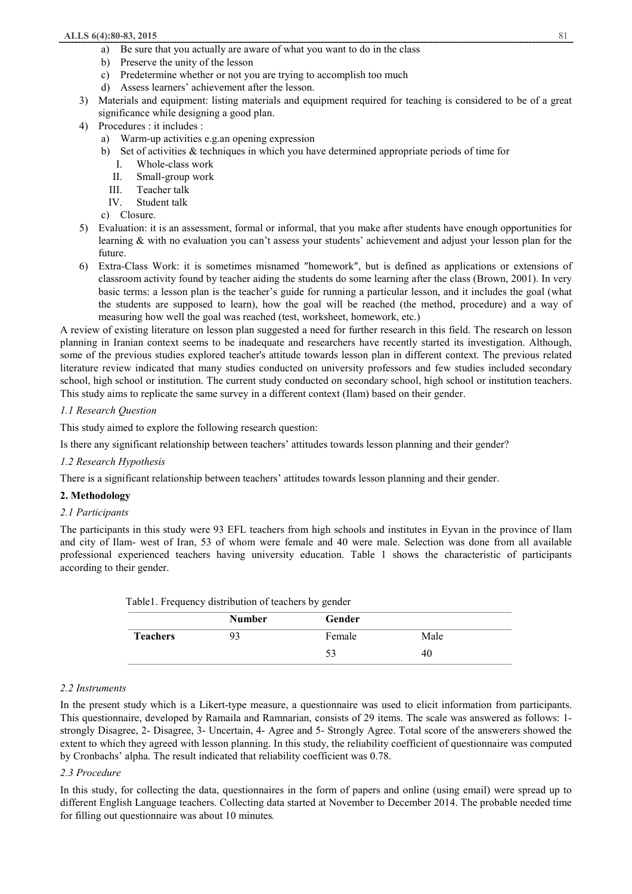a) Be sure that you actually are aware of what you want to do in the class
   b) Preserve the unity of the lesson
   c) Predetermine whether or not you are trying to accomplish too much
   d) Assess learners' achievement after the lesson.
3) Materials and equipment: listing materials and equipment required for teaching is considered to be of a great significance while designing a good plan.
4) Procedures : it includes :
   a) Warm-up activities e.g.an opening expression
   b) Set of activities & techniques in which you have determined appropriate periods of time for
      I. Whole-class work
      II. Small-group work
      III. Teacher talk
      IV. Student talk
   c) Closure.
5) Evaluation: it is an assessment, formal or informal, that you make after students have enough opportunities for learning & with no evaluation you can't assess your students' achievement and adjust your lesson plan for the future.
6) Extra-Class Work: it is sometimes misnamed ″homework″, but is defined as applications or extensions of classroom activity found by teacher aiding the students do some learning after the class (Brown, 2001). In very basic terms: a lesson plan is the teacher's guide for running a particular lesson, and it includes the goal (what the students are supposed to learn), how the goal will be reached (the method, procedure) and a way of measuring how well the goal was reached (test, worksheet, homework, etc.)

A review of existing literature on lesson plan suggested a need for further research in this field. The research on lesson planning in Iranian context seems to be inadequate and researchers have recently started its investigation. Although, some of the previous studies explored teacher's attitude towards lesson plan in different context. The previous related literature review indicated that many studies conducted on university professors and few studies included secondary school, high school or institution. The current study conducted on secondary school, high school or institution teachers. This study aims to replicate the same survey in a different context (Ilam) based on their gender.

### *1.1 Research Question*

This study aimed to explore the following research question:

Is there any significant relationship between teachers' attitudes towards lesson planning and their gender?

### *1.2 Research Hypothesis*

There is a significant relationship between teachers' attitudes towards lesson planning and their gender.

## 2. Methodology

### *2.1 Participants*

The participants in this study were 93 EFL teachers from high schools and institutes in Eyvan in the province of Ilam and city of Ilam- west of Iran, 53 of whom were female and 40 were male. Selection was done from all available professional experienced teachers having university education. Table 1 shows the characteristic of participants according to their gender.

Table1. Frequency distribution of teachers by gender

| | Number | Gender | |
|---|---|---|---|
| **Teachers** | 93 | Female | Male |
| | | 53 | 40 |

### *2.2 Instruments*

In the present study which is a Likert-type measure, a questionnaire was used to elicit information from participants. This questionnaire, developed by Ramaila and Ramnarian, consists of 29 items. The scale was answered as follows: 1- strongly Disagree, 2- Disagree, 3- Uncertain, 4- Agree and 5- Strongly Agree. Total score of the answerers showed the extent to which they agreed with lesson planning. In this study, the reliability coefficient of questionnaire was computed by Cronbachs' alpha. The result indicated that reliability coefficient was 0.78.

### *2.3 Procedure*

In this study, for collecting the data, questionnaires in the form of papers and online (using email) were spread up to different English Language teachers. Collecting data started at November to December 2014. The probable needed time for filling out questionnaire was about 10 minutes.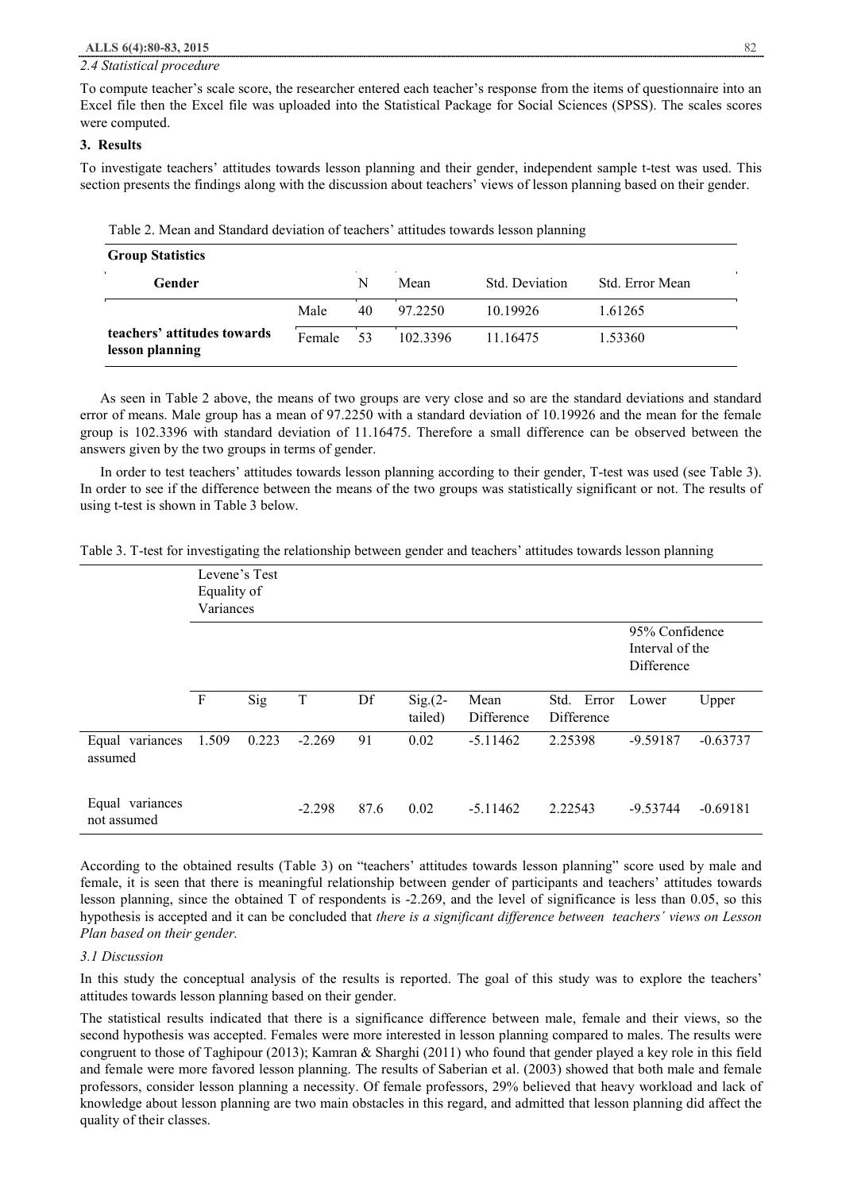### 2.4 Statistical procedure

To compute teacher's scale score, the researcher entered each teacher's response from the items of questionnaire into an Excel file then the Excel file was uploaded into the Statistical Package for Social Sciences (SPSS). The scales scores were computed.

## 3. Results

To investigate teachers' attitudes towards lesson planning and their gender, independent sample t-test was used. This section presents the findings along with the discussion about teachers' views of lesson planning based on their gender.

Table 2. Mean and Standard deviation of teachers' attitudes towards lesson planning

| **Group Statistics** | | | | | |
|---|---|---|---|---|---|
| **Gender** | | N | Mean | Std. Deviation | Std. Error Mean |
| **teachers' attitudes towards lesson planning** | Male | 40 | 97.2250 | 10.19926 | 1.61265 |
| | Female | 53 | 102.3396 | 11.16475 | 1.53360 |

As seen in Table 2 above, the means of two groups are very close and so are the standard deviations and standard error of means. Male group has a mean of 97.2250 with a standard deviation of 10.19926 and the mean for the female group is 102.3396 with standard deviation of 11.16475. Therefore a small difference can be observed between the answers given by the two groups in terms of gender.

In order to test teachers' attitudes towards lesson planning according to their gender, T-test was used (see Table 3). In order to see if the difference between the means of the two groups was statistically significant or not. The results of using t-test is shown in Table 3 below.

Table 3. T-test for investigating the relationship between gender and teachers' attitudes towards lesson planning

| | Levene's Test Equality of Variances | | | | | | | | |
|---|---|---|---|---|---|---|---|---|---|
| | | | | | | | | 95% Confidence Interval of the Difference | |
| | F | Sig | T | Df | Sig.(2-tailed) | Mean Difference | Std. Error Difference | Lower | Upper |
| Equal variances assumed | 1.509 | 0.223 | -2.269 | 91 | 0.02 | -5.11462 | 2.25398 | -9.59187 | -0.63737 |
| Equal variances not assumed | | | -2.298 | 87.6 | 0.02 | -5.11462 | 2.22543 | -9.53744 | -0.69181 |

According to the obtained results (Table 3) on "teachers' attitudes towards lesson planning" score used by male and female, it is seen that there is meaningful relationship between gender of participants and teachers' attitudes towards lesson planning, since the obtained T of respondents is -2.269, and the level of significance is less than 0.05, so this hypothesis is accepted and it can be concluded that *there is a significant difference between teachers´ views on Lesson Plan based on their gender.*

### 3.1 Discussion

In this study the conceptual analysis of the results is reported. The goal of this study was to explore the teachers' attitudes towards lesson planning based on their gender.

The statistical results indicated that there is a significance difference between male, female and their views, so the second hypothesis was accepted. Females were more interested in lesson planning compared to males. The results were congruent to those of Taghipour (2013); Kamran & Sharghi (2011) who found that gender played a key role in this field and female were more favored lesson planning. The results of Saberian et al. (2003) showed that both male and female professors, consider lesson planning a necessity. Of female professors, 29% believed that heavy workload and lack of knowledge about lesson planning are two main obstacles in this regard, and admitted that lesson planning did affect the quality of their classes.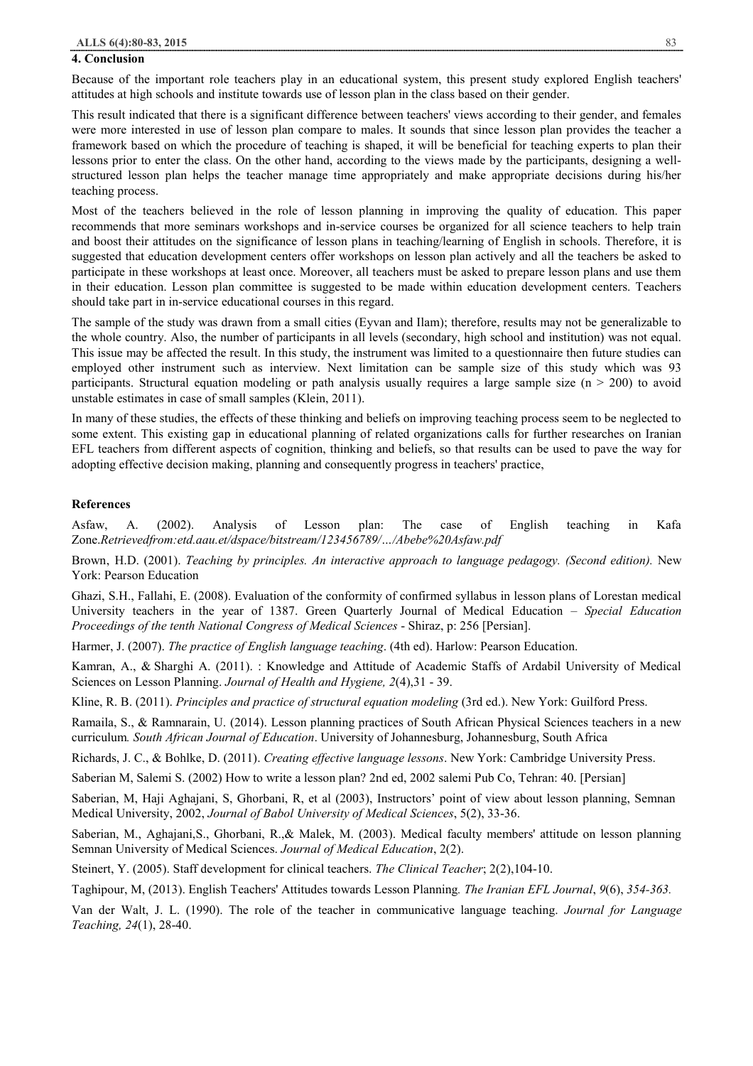## 4. Conclusion

Because of the important role teachers play in an educational system, this present study explored English teachers' attitudes at high schools and institute towards use of lesson plan in the class based on their gender.

This result indicated that there is a significant difference between teachers' views according to their gender, and females were more interested in use of lesson plan compare to males. It sounds that since lesson plan provides the teacher a framework based on which the procedure of teaching is shaped, it will be beneficial for teaching experts to plan their lessons prior to enter the class. On the other hand, according to the views made by the participants, designing a well-structured lesson plan helps the teacher manage time appropriately and make appropriate decisions during his/her teaching process.

Most of the teachers believed in the role of lesson planning in improving the quality of education. This paper recommends that more seminars workshops and in-service courses be organized for all science teachers to help train and boost their attitudes on the significance of lesson plans in teaching/learning of English in schools. Therefore, it is suggested that education development centers offer workshops on lesson plan actively and all the teachers be asked to participate in these workshops at least once. Moreover, all teachers must be asked to prepare lesson plans and use them in their education. Lesson plan committee is suggested to be made within education development centers. Teachers should take part in in-service educational courses in this regard.

The sample of the study was drawn from a small cities (Eyvan and Ilam); therefore, results may not be generalizable to the whole country. Also, the number of participants in all levels (secondary, high school and institution) was not equal. This issue may be affected the result. In this study, the instrument was limited to a questionnaire then future studies can employed other instrument such as interview. Next limitation can be sample size of this study which was 93 participants. Structural equation modeling or path analysis usually requires a large sample size ($n > 200$) to avoid unstable estimates in case of small samples (Klein, 2011).

In many of these studies, the effects of these thinking and beliefs on improving teaching process seem to be neglected to some extent. This existing gap in educational planning of related organizations calls for further researches on Iranian EFL teachers from different aspects of cognition, thinking and beliefs, so that results can be used to pave the way for adopting effective decision making, planning and consequently progress in teachers' practice,

### References

Asfaw, A. (2002). Analysis of Lesson plan: The case of English teaching in Kafa Zone.*Retrievedfrom:etd.aau.et/dspace/bitstream/123456789/…/Abebe%20Asfaw.pdf*

Brown, H.D. (2001). *Teaching by principles. An interactive approach to language pedagogy. (Second edition).* New York: Pearson Education

Ghazi, S.H., Fallahi, E. (2008). Evaluation of the conformity of confirmed syllabus in lesson plans of Lorestan medical University teachers in the year of 1387. Green Quarterly Journal of Medical Education – *Special Education Proceedings of the tenth National Congress of Medical Sciences* - Shiraz, p: 256 [Persian].

Harmer, J. (2007). *The practice of English language teaching*. (4th ed). Harlow: Pearson Education.

Kamran, A., & Sharghi A. (2011). : Knowledge and Attitude of Academic Staffs of Ardabil University of Medical Sciences on Lesson Planning. *Journal of Health and Hygiene, 2*(4),31 - 39.

Kline, R. B. (2011). *Principles and practice of structural equation modeling* (3rd ed.). New York: Guilford Press.

Ramaila, S., & Ramnarain, U. (2014). Lesson planning practices of South African Physical Sciences teachers in a new curriculum*. South African Journal of Education*. University of Johannesburg, Johannesburg, South Africa

Richards, J. C., & Bohlke, D. (2011). *Creating effective language lessons*. New York: Cambridge University Press.

Saberian M, Salemi S. (2002) How to write a lesson plan? 2nd ed, 2002 salemi Pub Co, Tehran: 40. [Persian]

Saberian, M, Haji Aghajani, S, Ghorbani, R, et al (2003), Instructors' point of view about lesson planning, Semnan Medical University, 2002, *Journal of Babol University of Medical Sciences*, 5(2), 33-36.

Saberian, M., Aghajani,S., Ghorbani, R.,& Malek, M. (2003). Medical faculty members' attitude on lesson planning Semnan University of Medical Sciences. *Journal of Medical Education*, 2(2).

Steinert, Y. (2005). Staff development for clinical teachers. *The Clinical Teacher*; 2(2),104-10.

Taghipour, M, (2013). English Teachers' Attitudes towards Lesson Planning*. The Iranian EFL Journal*, *9*(6), *354-363.*

Van der Walt, J. L. (1990). The role of the teacher in communicative language teaching. *Journal for Language Teaching, 24*(1), 28-40.